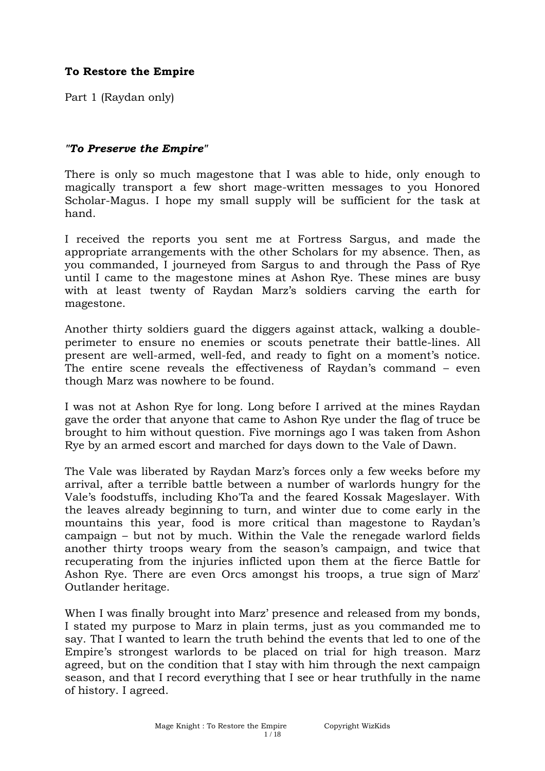**To Restore the Empire**

Part 1 (Raydan only)

***"To Preserve the Empire"***

There is only so much magestone that I was able to hide, only enough to magically transport a few short mage-written messages to you Honored Scholar-Magus. I hope my small supply will be sufficient for the task at hand.

I received the reports you sent me at Fortress Sargus, and made the appropriate arrangements with the other Scholars for my absence. Then, as you commanded, I journeyed from Sargus to and through the Pass of Rye until I came to the magestone mines at Ashon Rye. These mines are busy with at least twenty of Raydan Marz's soldiers carving the earth for magestone.

Another thirty soldiers guard the diggers against attack, walking a double-perimeter to ensure no enemies or scouts penetrate their battle-lines. All present are well-armed, well-fed, and ready to fight on a moment's notice. The entire scene reveals the effectiveness of Raydan's command – even though Marz was nowhere to be found.

I was not at Ashon Rye for long. Long before I arrived at the mines Raydan gave the order that anyone that came to Ashon Rye under the flag of truce be brought to him without question. Five mornings ago I was taken from Ashon Rye by an armed escort and marched for days down to the Vale of Dawn.

The Vale was liberated by Raydan Marz's forces only a few weeks before my arrival, after a terrible battle between a number of warlords hungry for the Vale's foodstuffs, including Kho'Ta and the feared Kossak Mageslayer. With the leaves already beginning to turn, and winter due to come early in the mountains this year, food is more critical than magestone to Raydan's campaign – but not by much. Within the Vale the renegade warlord fields another thirty troops weary from the season's campaign, and twice that recuperating from the injuries inflicted upon them at the fierce Battle for Ashon Rye. There are even Orcs amongst his troops, a true sign of Marz' Outlander heritage.

When I was finally brought into Marz' presence and released from my bonds, I stated my purpose to Marz in plain terms, just as you commanded me to say. That I wanted to learn the truth behind the events that led to one of the Empire's strongest warlords to be placed on trial for high treason. Marz agreed, but on the condition that I stay with him through the next campaign season, and that I record everything that I see or hear truthfully in the name of history. I agreed.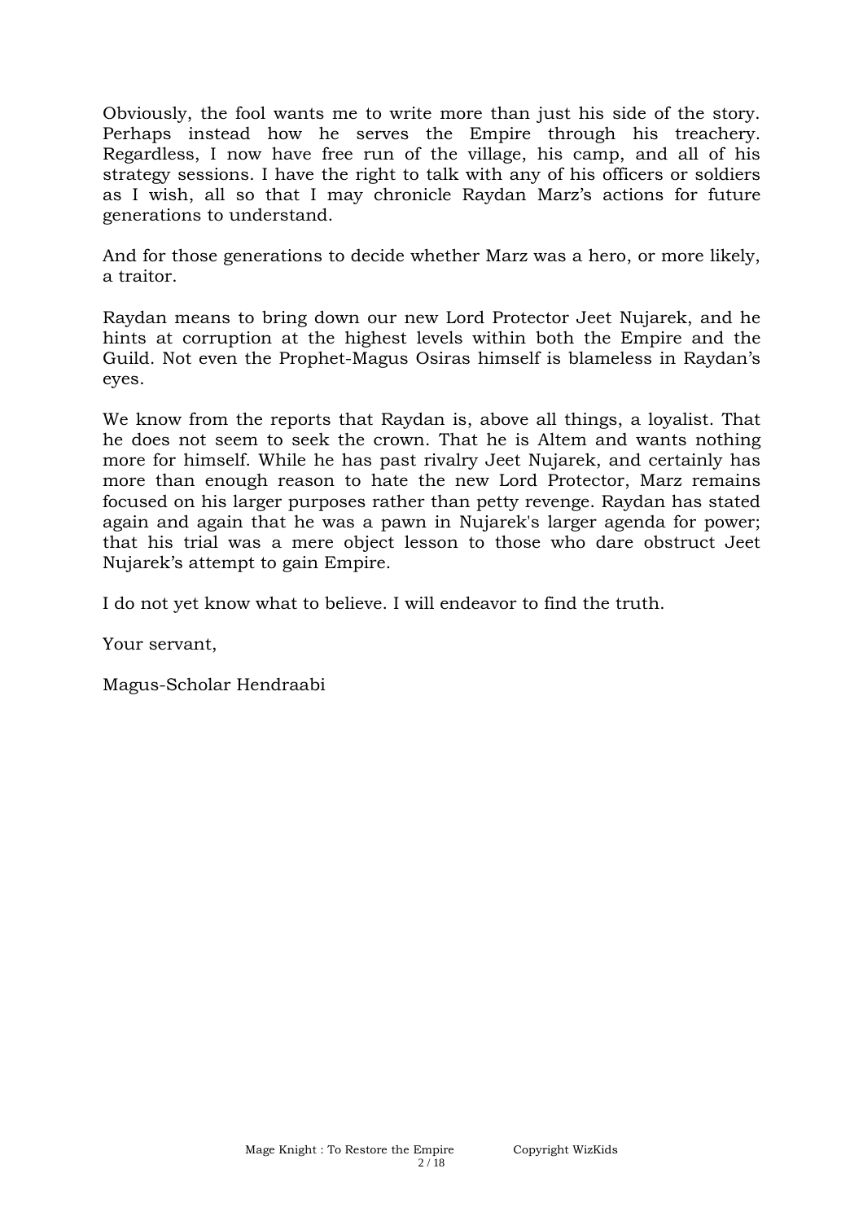Obviously, the fool wants me to write more than just his side of the story. Perhaps instead how he serves the Empire through his treachery. Regardless, I now have free run of the village, his camp, and all of his strategy sessions. I have the right to talk with any of his officers or soldiers as I wish, all so that I may chronicle Raydan Marz's actions for future generations to understand.

And for those generations to decide whether Marz was a hero, or more likely, a traitor.

Raydan means to bring down our new Lord Protector Jeet Nujarek, and he hints at corruption at the highest levels within both the Empire and the Guild. Not even the Prophet-Magus Osiras himself is blameless in Raydan's eyes.

We know from the reports that Raydan is, above all things, a loyalist. That he does not seem to seek the crown. That he is Altem and wants nothing more for himself. While he has past rivalry Jeet Nujarek, and certainly has more than enough reason to hate the new Lord Protector, Marz remains focused on his larger purposes rather than petty revenge. Raydan has stated again and again that he was a pawn in Nujarek's larger agenda for power; that his trial was a mere object lesson to those who dare obstruct Jeet Nujarek's attempt to gain Empire.

I do not yet know what to believe. I will endeavor to find the truth.

Your servant,

Magus-Scholar Hendraabi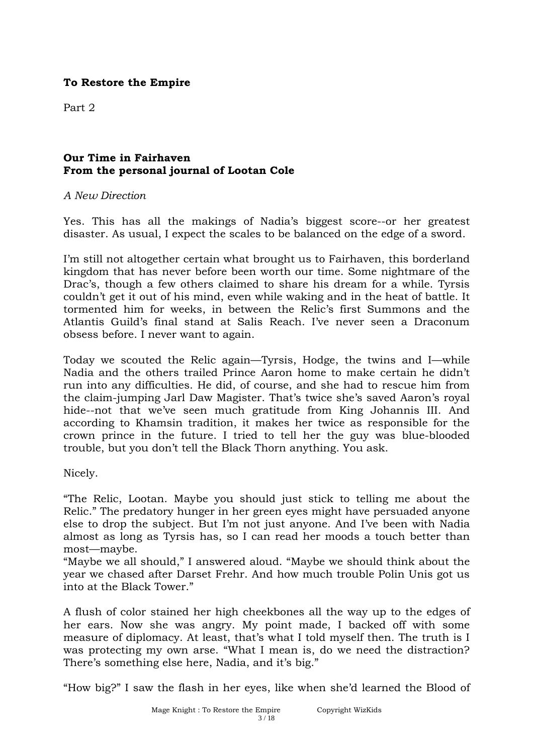**To Restore the Empire**

Part 2

**Our Time in Fairhaven**
**From the personal journal of Lootan Cole**

*A New Direction*

Yes. This has all the makings of Nadia's biggest score--or her greatest disaster. As usual, I expect the scales to be balanced on the edge of a sword.

I'm still not altogether certain what brought us to Fairhaven, this borderland kingdom that has never before been worth our time. Some nightmare of the Drac's, though a few others claimed to share his dream for a while. Tyrsis couldn't get it out of his mind, even while waking and in the heat of battle. It tormented him for weeks, in between the Relic's first Summons and the Atlantis Guild's final stand at Salis Reach. I've never seen a Draconum obsess before. I never want to again.

Today we scouted the Relic again—Tyrsis, Hodge, the twins and I—while Nadia and the others trailed Prince Aaron home to make certain he didn't run into any difficulties. He did, of course, and she had to rescue him from the claim-jumping Jarl Daw Magister. That's twice she's saved Aaron's royal hide--not that we've seen much gratitude from King Johannis III. And according to Khamsin tradition, it makes her twice as responsible for the crown prince in the future. I tried to tell her the guy was blue-blooded trouble, but you don't tell the Black Thorn anything. You ask.

Nicely.

"The Relic, Lootan. Maybe you should just stick to telling me about the Relic." The predatory hunger in her green eyes might have persuaded anyone else to drop the subject. But I'm not just anyone. And I've been with Nadia almost as long as Tyrsis has, so I can read her moods a touch better than most—maybe.
"Maybe we all should," I answered aloud. "Maybe we should think about the year we chased after Darset Frehr. And how much trouble Polin Unis got us into at the Black Tower."

A flush of color stained her high cheekbones all the way up to the edges of her ears. Now she was angry. My point made, I backed off with some measure of diplomacy. At least, that's what I told myself then. The truth is I was protecting my own arse. "What I mean is, do we need the distraction? There's something else here, Nadia, and it's big."

"How big?" I saw the flash in her eyes, like when she'd learned the Blood of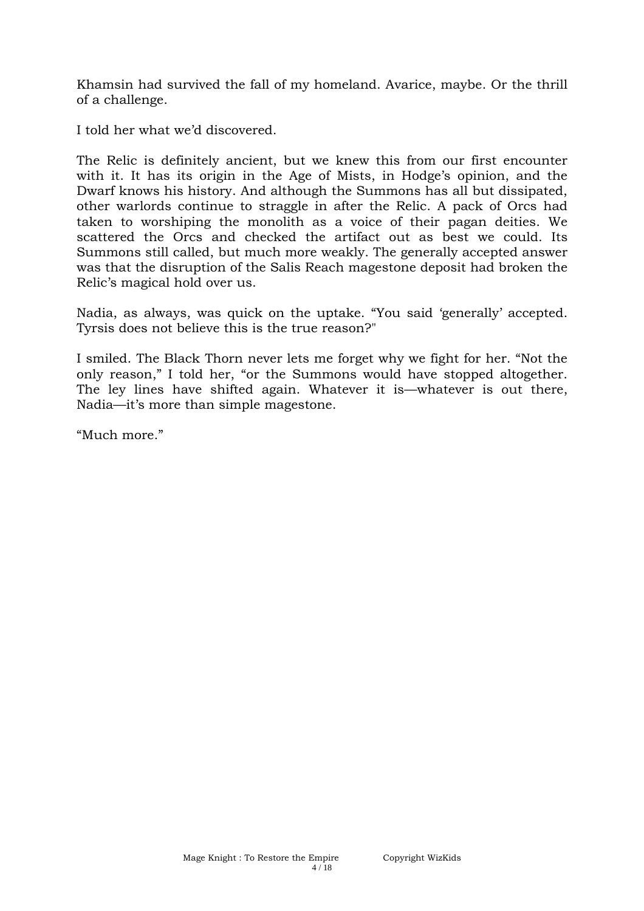Khamsin had survived the fall of my homeland. Avarice, maybe. Or the thrill of a challenge.

I told her what we'd discovered.

The Relic is definitely ancient, but we knew this from our first encounter with it. It has its origin in the Age of Mists, in Hodge's opinion, and the Dwarf knows his history. And although the Summons has all but dissipated, other warlords continue to straggle in after the Relic. A pack of Orcs had taken to worshiping the monolith as a voice of their pagan deities. We scattered the Orcs and checked the artifact out as best we could. Its Summons still called, but much more weakly. The generally accepted answer was that the disruption of the Salis Reach magestone deposit had broken the Relic's magical hold over us.

Nadia, as always, was quick on the uptake. "You said 'generally' accepted. Tyrsis does not believe this is the true reason?"

I smiled. The Black Thorn never lets me forget why we fight for her. "Not the only reason," I told her, "or the Summons would have stopped altogether. The ley lines have shifted again. Whatever it is—whatever is out there, Nadia—it's more than simple magestone.

"Much more."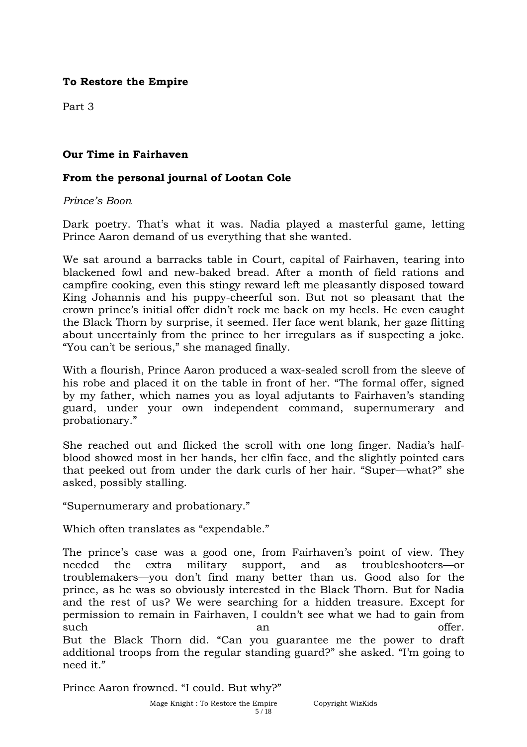**To Restore the Empire**

Part 3

**Our Time in Fairhaven**

**From the personal journal of Lootan Cole**

*Prince's Boon*

Dark poetry. That's what it was. Nadia played a masterful game, letting Prince Aaron demand of us everything that she wanted.

We sat around a barracks table in Court, capital of Fairhaven, tearing into blackened fowl and new-baked bread. After a month of field rations and campfire cooking, even this stingy reward left me pleasantly disposed toward King Johannis and his puppy-cheerful son. But not so pleasant that the crown prince's initial offer didn't rock me back on my heels. He even caught the Black Thorn by surprise, it seemed. Her face went blank, her gaze flitting about uncertainly from the prince to her irregulars as if suspecting a joke. "You can't be serious," she managed finally.

With a flourish, Prince Aaron produced a wax-sealed scroll from the sleeve of his robe and placed it on the table in front of her. "The formal offer, signed by my father, which names you as loyal adjutants to Fairhaven's standing guard, under your own independent command, supernumerary and probationary."

She reached out and flicked the scroll with one long finger. Nadia's half-blood showed most in her hands, her elfin face, and the slightly pointed ears that peeked out from under the dark curls of her hair. "Super—what?" she asked, possibly stalling.

"Supernumerary and probationary."

Which often translates as "expendable."

The prince's case was a good one, from Fairhaven's point of view. They needed the extra military support, and as troubleshooters—or troublemakers—you don't find many better than us. Good also for the prince, as he was so obviously interested in the Black Thorn. But for Nadia and the rest of us? We were searching for a hidden treasure. Except for permission to remain in Fairhaven, I couldn't see what we had to gain from such an offer.

But the Black Thorn did. "Can you guarantee me the power to draft additional troops from the regular standing guard?" she asked. "I'm going to need it."

Prince Aaron frowned. "I could. But why?"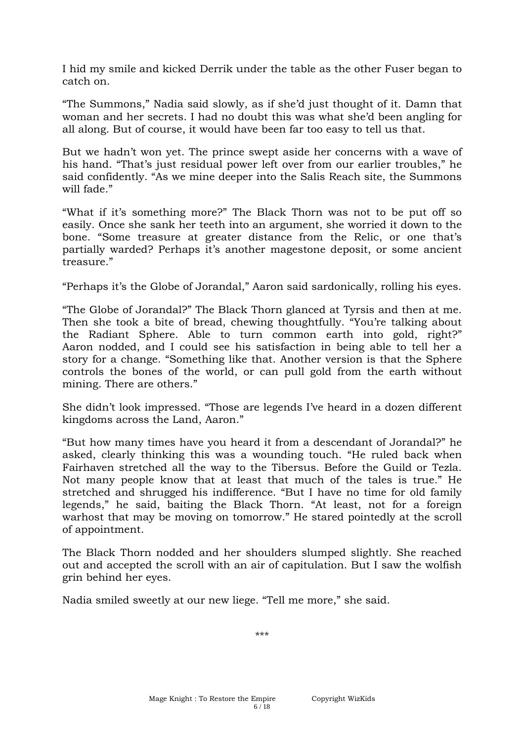I hid my smile and kicked Derrik under the table as the other Fuser began to catch on.

"The Summons," Nadia said slowly, as if she'd just thought of it. Damn that woman and her secrets. I had no doubt this was what she'd been angling for all along. But of course, it would have been far too easy to tell us that.

But we hadn't won yet. The prince swept aside her concerns with a wave of his hand. "That's just residual power left over from our earlier troubles," he said confidently. "As we mine deeper into the Salis Reach site, the Summons will fade."

"What if it's something more?" The Black Thorn was not to be put off so easily. Once she sank her teeth into an argument, she worried it down to the bone. "Some treasure at greater distance from the Relic, or one that's partially warded? Perhaps it's another magestone deposit, or some ancient treasure."

"Perhaps it's the Globe of Jorandal," Aaron said sardonically, rolling his eyes.

"The Globe of Jorandal?" The Black Thorn glanced at Tyrsis and then at me. Then she took a bite of bread, chewing thoughtfully. "You're talking about the Radiant Sphere. Able to turn common earth into gold, right?" Aaron nodded, and I could see his satisfaction in being able to tell her a story for a change. "Something like that. Another version is that the Sphere controls the bones of the world, or can pull gold from the earth without mining. There are others."

She didn't look impressed. "Those are legends I've heard in a dozen different kingdoms across the Land, Aaron."

"But how many times have you heard it from a descendant of Jorandal?" he asked, clearly thinking this was a wounding touch. "He ruled back when Fairhaven stretched all the way to the Tibersus. Before the Guild or Tezla. Not many people know that at least that much of the tales is true." He stretched and shrugged his indifference. "But I have no time for old family legends," he said, baiting the Black Thorn. "At least, not for a foreign warhost that may be moving on tomorrow." He stared pointedly at the scroll of appointment.

The Black Thorn nodded and her shoulders slumped slightly. She reached out and accepted the scroll with an air of capitulation. But I saw the wolfish grin behind her eyes.

Nadia smiled sweetly at our new liege. "Tell me more," she said.

***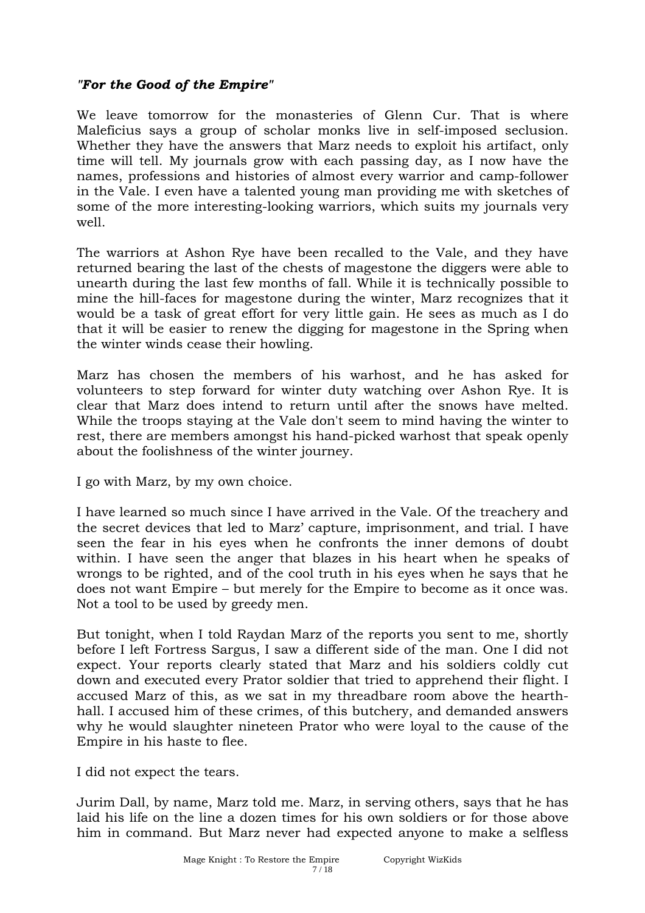***"For the Good of the Empire"***

We leave tomorrow for the monasteries of Glenn Cur. That is where Maleficius says a group of scholar monks live in self-imposed seclusion. Whether they have the answers that Marz needs to exploit his artifact, only time will tell. My journals grow with each passing day, as I now have the names, professions and histories of almost every warrior and camp-follower in the Vale. I even have a talented young man providing me with sketches of some of the more interesting-looking warriors, which suits my journals very well.

The warriors at Ashon Rye have been recalled to the Vale, and they have returned bearing the last of the chests of magestone the diggers were able to unearth during the last few months of fall. While it is technically possible to mine the hill-faces for magestone during the winter, Marz recognizes that it would be a task of great effort for very little gain. He sees as much as I do that it will be easier to renew the digging for magestone in the Spring when the winter winds cease their howling.

Marz has chosen the members of his warhost, and he has asked for volunteers to step forward for winter duty watching over Ashon Rye. It is clear that Marz does intend to return until after the snows have melted. While the troops staying at the Vale don't seem to mind having the winter to rest, there are members amongst his hand-picked warhost that speak openly about the foolishness of the winter journey.

I go with Marz, by my own choice.

I have learned so much since I have arrived in the Vale. Of the treachery and the secret devices that led to Marz' capture, imprisonment, and trial. I have seen the fear in his eyes when he confronts the inner demons of doubt within. I have seen the anger that blazes in his heart when he speaks of wrongs to be righted, and of the cool truth in his eyes when he says that he does not want Empire – but merely for the Empire to become as it once was. Not a tool to be used by greedy men.

But tonight, when I told Raydan Marz of the reports you sent to me, shortly before I left Fortress Sargus, I saw a different side of the man. One I did not expect. Your reports clearly stated that Marz and his soldiers coldly cut down and executed every Prator soldier that tried to apprehend their flight. I accused Marz of this, as we sat in my threadbare room above the hearth-hall. I accused him of these crimes, of this butchery, and demanded answers why he would slaughter nineteen Prator who were loyal to the cause of the Empire in his haste to flee.

I did not expect the tears.

Jurim Dall, by name, Marz told me. Marz, in serving others, says that he has laid his life on the line a dozen times for his own soldiers or for those above him in command. But Marz never had expected anyone to make a selfless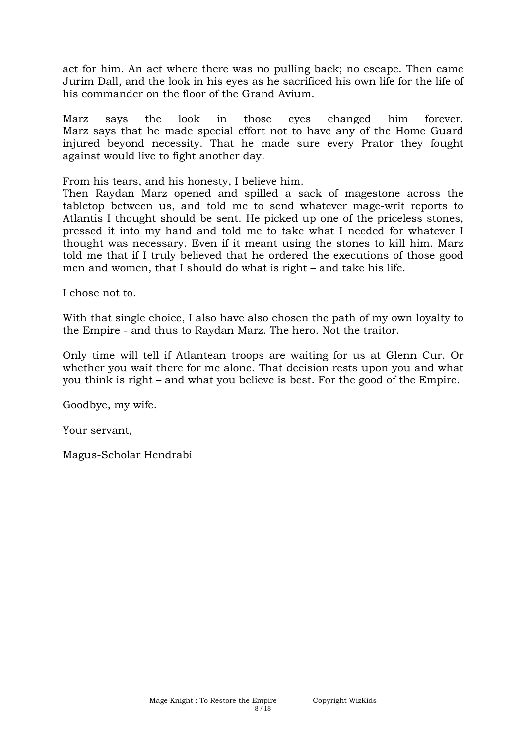act for him. An act where there was no pulling back; no escape. Then came Jurim Dall, and the look in his eyes as he sacrificed his own life for the life of his commander on the floor of the Grand Avium.

Marz says the look in those eyes changed him forever. Marz says that he made special effort not to have any of the Home Guard injured beyond necessity. That he made sure every Prator they fought against would live to fight another day.

From his tears, and his honesty, I believe him.
Then Raydan Marz opened and spilled a sack of magestone across the tabletop between us, and told me to send whatever mage-writ reports to Atlantis I thought should be sent. He picked up one of the priceless stones, pressed it into my hand and told me to take what I needed for whatever I thought was necessary. Even if it meant using the stones to kill him. Marz told me that if I truly believed that he ordered the executions of those good men and women, that I should do what is right – and take his life.

I chose not to.

With that single choice, I also have also chosen the path of my own loyalty to the Empire - and thus to Raydan Marz. The hero. Not the traitor.

Only time will tell if Atlantean troops are waiting for us at Glenn Cur. Or whether you wait there for me alone. That decision rests upon you and what you think is right – and what you believe is best. For the good of the Empire.

Goodbye, my wife.

Your servant,

Magus-Scholar Hendrabi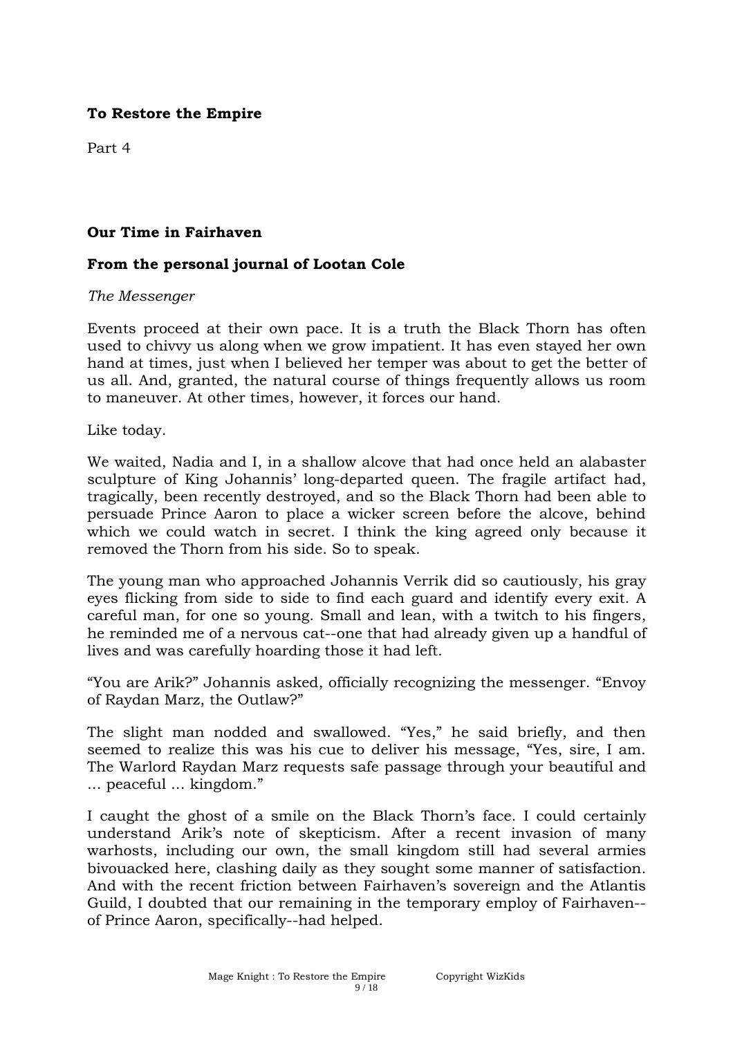**To Restore the Empire**

Part 4

**Our Time in Fairhaven**

**From the personal journal of Lootan Cole**

*The Messenger*

Events proceed at their own pace. It is a truth the Black Thorn has often used to chivvy us along when we grow impatient. It has even stayed her own hand at times, just when I believed her temper was about to get the better of us all. And, granted, the natural course of things frequently allows us room to maneuver. At other times, however, it forces our hand.

Like today.

We waited, Nadia and I, in a shallow alcove that had once held an alabaster sculpture of King Johannis' long-departed queen. The fragile artifact had, tragically, been recently destroyed, and so the Black Thorn had been able to persuade Prince Aaron to place a wicker screen before the alcove, behind which we could watch in secret. I think the king agreed only because it removed the Thorn from his side. So to speak.

The young man who approached Johannis Verrik did so cautiously, his gray eyes flicking from side to side to find each guard and identify every exit. A careful man, for one so young. Small and lean, with a twitch to his fingers, he reminded me of a nervous cat--one that had already given up a handful of lives and was carefully hoarding those it had left.

"You are Arik?" Johannis asked, officially recognizing the messenger. "Envoy of Raydan Marz, the Outlaw?"

The slight man nodded and swallowed. "Yes," he said briefly, and then seemed to realize this was his cue to deliver his message, "Yes, sire, I am. The Warlord Raydan Marz requests safe passage through your beautiful and … peaceful … kingdom."

I caught the ghost of a smile on the Black Thorn's face. I could certainly understand Arik's note of skepticism. After a recent invasion of many warhosts, including our own, the small kingdom still had several armies bivouacked here, clashing daily as they sought some manner of satisfaction. And with the recent friction between Fairhaven's sovereign and the Atlantis Guild, I doubted that our remaining in the temporary employ of Fairhaven--of Prince Aaron, specifically--had helped.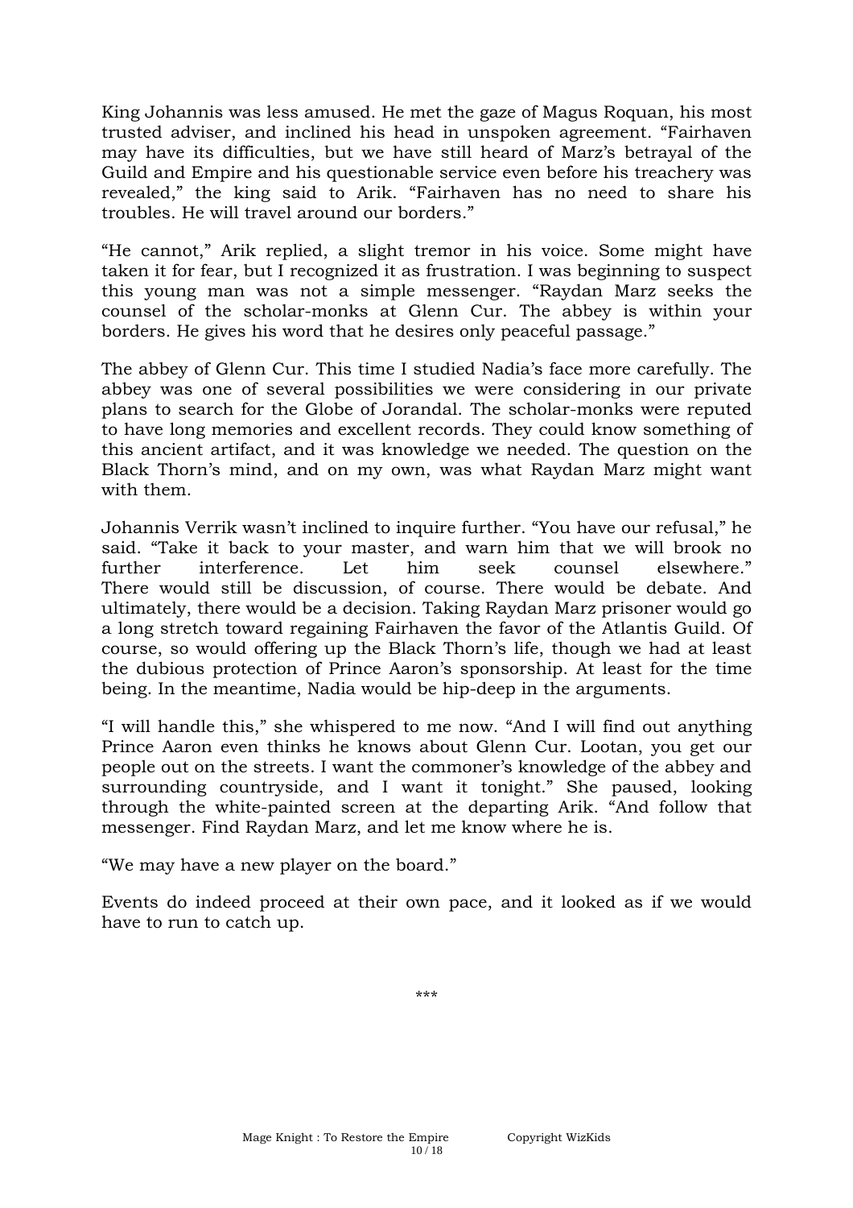King Johannis was less amused. He met the gaze of Magus Roquan, his most trusted adviser, and inclined his head in unspoken agreement. "Fairhaven may have its difficulties, but we have still heard of Marz's betrayal of the Guild and Empire and his questionable service even before his treachery was revealed," the king said to Arik. "Fairhaven has no need to share his troubles. He will travel around our borders."

"He cannot," Arik replied, a slight tremor in his voice. Some might have taken it for fear, but I recognized it as frustration. I was beginning to suspect this young man was not a simple messenger. "Raydan Marz seeks the counsel of the scholar-monks at Glenn Cur. The abbey is within your borders. He gives his word that he desires only peaceful passage."

The abbey of Glenn Cur. This time I studied Nadia's face more carefully. The abbey was one of several possibilities we were considering in our private plans to search for the Globe of Jorandal. The scholar-monks were reputed to have long memories and excellent records. They could know something of this ancient artifact, and it was knowledge we needed. The question on the Black Thorn's mind, and on my own, was what Raydan Marz might want with them.

Johannis Verrik wasn't inclined to inquire further. "You have our refusal," he said. "Take it back to your master, and warn him that we will brook no further interference. Let him seek counsel elsewhere." There would still be discussion, of course. There would be debate. And ultimately, there would be a decision. Taking Raydan Marz prisoner would go a long stretch toward regaining Fairhaven the favor of the Atlantis Guild. Of course, so would offering up the Black Thorn's life, though we had at least the dubious protection of Prince Aaron's sponsorship. At least for the time being. In the meantime, Nadia would be hip-deep in the arguments.

"I will handle this," she whispered to me now. "And I will find out anything Prince Aaron even thinks he knows about Glenn Cur. Lootan, you get our people out on the streets. I want the commoner's knowledge of the abbey and surrounding countryside, and I want it tonight." She paused, looking through the white-painted screen at the departing Arik. "And follow that messenger. Find Raydan Marz, and let me know where he is.

"We may have a new player on the board."

Events do indeed proceed at their own pace, and it looked as if we would have to run to catch up.

***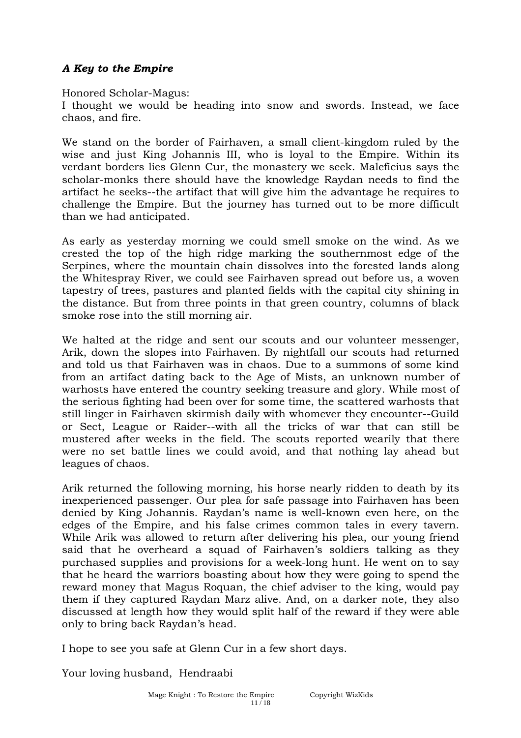## *A Key to the Empire*

Honored Scholar-Magus:
I thought we would be heading into snow and swords. Instead, we face chaos, and fire.

We stand on the border of Fairhaven, a small client-kingdom ruled by the wise and just King Johannis III, who is loyal to the Empire. Within its verdant borders lies Glenn Cur, the monastery we seek. Maleficius says the scholar-monks there should have the knowledge Raydan needs to find the artifact he seeks--the artifact that will give him the advantage he requires to challenge the Empire. But the journey has turned out to be more difficult than we had anticipated.

As early as yesterday morning we could smell smoke on the wind. As we crested the top of the high ridge marking the southernmost edge of the Serpines, where the mountain chain dissolves into the forested lands along the Whitespray River, we could see Fairhaven spread out before us, a woven tapestry of trees, pastures and planted fields with the capital city shining in the distance. But from three points in that green country, columns of black smoke rose into the still morning air.

We halted at the ridge and sent our scouts and our volunteer messenger, Arik, down the slopes into Fairhaven. By nightfall our scouts had returned and told us that Fairhaven was in chaos. Due to a summons of some kind from an artifact dating back to the Age of Mists, an unknown number of warhosts have entered the country seeking treasure and glory. While most of the serious fighting had been over for some time, the scattered warhosts that still linger in Fairhaven skirmish daily with whomever they encounter--Guild or Sect, League or Raider--with all the tricks of war that can still be mustered after weeks in the field. The scouts reported wearily that there were no set battle lines we could avoid, and that nothing lay ahead but leagues of chaos.

Arik returned the following morning, his horse nearly ridden to death by its inexperienced passenger. Our plea for safe passage into Fairhaven has been denied by King Johannis. Raydan's name is well-known even here, on the edges of the Empire, and his false crimes common tales in every tavern. While Arik was allowed to return after delivering his plea, our young friend said that he overheard a squad of Fairhaven's soldiers talking as they purchased supplies and provisions for a week-long hunt. He went on to say that he heard the warriors boasting about how they were going to spend the reward money that Magus Roquan, the chief adviser to the king, would pay them if they captured Raydan Marz alive. And, on a darker note, they also discussed at length how they would split half of the reward if they were able only to bring back Raydan's head.

I hope to see you safe at Glenn Cur in a few short days.

Your loving husband, Hendraabi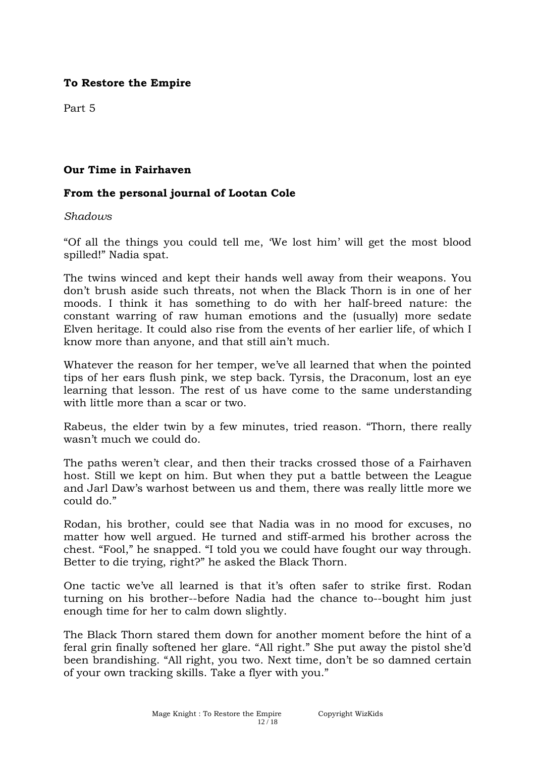**To Restore the Empire**

Part 5

**Our Time in Fairhaven**

**From the personal journal of Lootan Cole**

*Shadows*

"Of all the things you could tell me, 'We lost him' will get the most blood spilled!" Nadia spat.

The twins winced and kept their hands well away from their weapons. You don't brush aside such threats, not when the Black Thorn is in one of her moods. I think it has something to do with her half-breed nature: the constant warring of raw human emotions and the (usually) more sedate Elven heritage. It could also rise from the events of her earlier life, of which I know more than anyone, and that still ain't much.

Whatever the reason for her temper, we've all learned that when the pointed tips of her ears flush pink, we step back. Tyrsis, the Draconum, lost an eye learning that lesson. The rest of us have come to the same understanding with little more than a scar or two.

Rabeus, the elder twin by a few minutes, tried reason. "Thorn, there really wasn't much we could do.

The paths weren't clear, and then their tracks crossed those of a Fairhaven host. Still we kept on him. But when they put a battle between the League and Jarl Daw's warhost between us and them, there was really little more we could do."

Rodan, his brother, could see that Nadia was in no mood for excuses, no matter how well argued. He turned and stiff-armed his brother across the chest. "Fool," he snapped. "I told you we could have fought our way through. Better to die trying, right?" he asked the Black Thorn.

One tactic we've all learned is that it's often safer to strike first. Rodan turning on his brother--before Nadia had the chance to--bought him just enough time for her to calm down slightly.

The Black Thorn stared them down for another moment before the hint of a feral grin finally softened her glare. "All right." She put away the pistol she'd been brandishing. "All right, you two. Next time, don't be so damned certain of your own tracking skills. Take a flyer with you."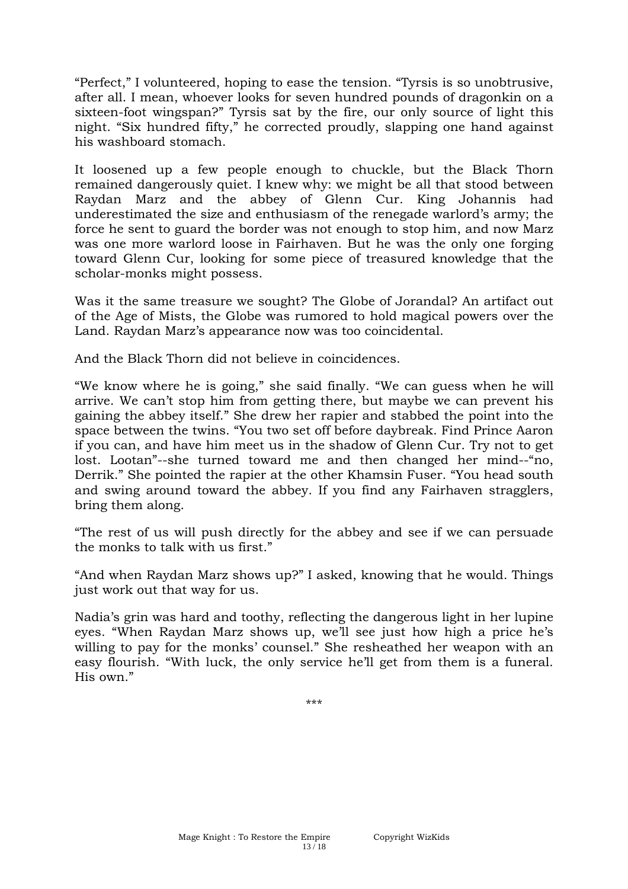“Perfect,” I volunteered, hoping to ease the tension. “Tyrsis is so unobtrusive, after all. I mean, whoever looks for seven hundred pounds of dragonkin on a sixteen-foot wingspan?” Tyrsis sat by the fire, our only source of light this night. “Six hundred fifty,” he corrected proudly, slapping one hand against his washboard stomach.

It loosened up a few people enough to chuckle, but the Black Thorn remained dangerously quiet. I knew why: we might be all that stood between Raydan Marz and the abbey of Glenn Cur. King Johannis had underestimated the size and enthusiasm of the renegade warlord’s army; the force he sent to guard the border was not enough to stop him, and now Marz was one more warlord loose in Fairhaven. But he was the only one forging toward Glenn Cur, looking for some piece of treasured knowledge that the scholar-monks might possess.

Was it the same treasure we sought? The Globe of Jorandal? An artifact out of the Age of Mists, the Globe was rumored to hold magical powers over the Land. Raydan Marz’s appearance now was too coincidental.

And the Black Thorn did not believe in coincidences.

“We know where he is going,” she said finally. “We can guess when he will arrive. We can’t stop him from getting there, but maybe we can prevent his gaining the abbey itself.” She drew her rapier and stabbed the point into the space between the twins. “You two set off before daybreak. Find Prince Aaron if you can, and have him meet us in the shadow of Glenn Cur. Try not to get lost. Lootan”--she turned toward me and then changed her mind--“no, Derrik.” She pointed the rapier at the other Khamsin Fuser. “You head south and swing around toward the abbey. If you find any Fairhaven stragglers, bring them along.

“The rest of us will push directly for the abbey and see if we can persuade the monks to talk with us first.”

“And when Raydan Marz shows up?” I asked, knowing that he would. Things just work out that way for us.

Nadia’s grin was hard and toothy, reflecting the dangerous light in her lupine eyes. “When Raydan Marz shows up, we’ll see just how high a price he’s willing to pay for the monks’ counsel.” She resheathed her weapon with an easy flourish. “With luck, the only service he’ll get from them is a funeral. His own.”

***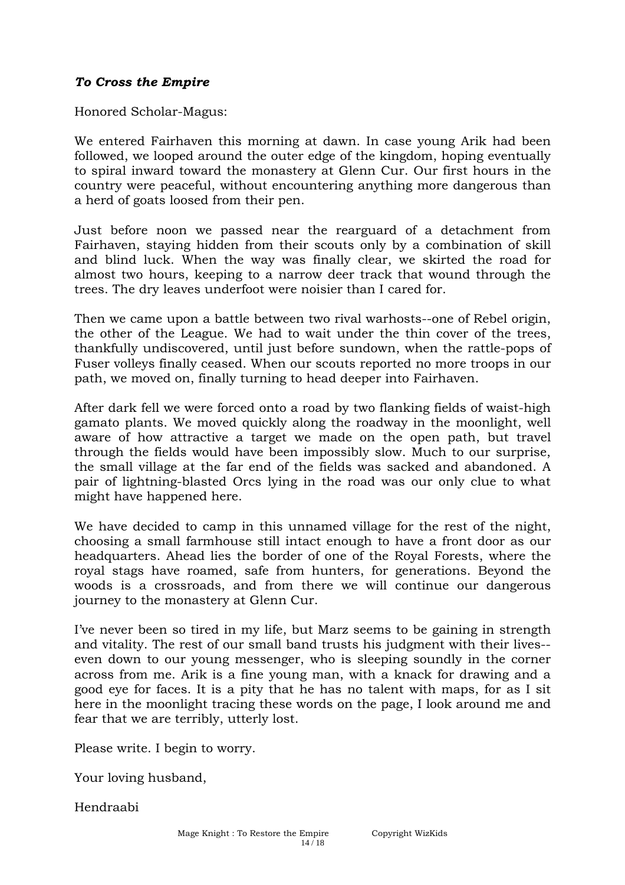***To Cross the Empire***

Honored Scholar-Magus:

We entered Fairhaven this morning at dawn. In case young Arik had been followed, we looped around the outer edge of the kingdom, hoping eventually to spiral inward toward the monastery at Glenn Cur. Our first hours in the country were peaceful, without encountering anything more dangerous than a herd of goats loosed from their pen.

Just before noon we passed near the rearguard of a detachment from Fairhaven, staying hidden from their scouts only by a combination of skill and blind luck. When the way was finally clear, we skirted the road for almost two hours, keeping to a narrow deer track that wound through the trees. The dry leaves underfoot were noisier than I cared for.

Then we came upon a battle between two rival warhosts--one of Rebel origin, the other of the League. We had to wait under the thin cover of the trees, thankfully undiscovered, until just before sundown, when the rattle-pops of Fuser volleys finally ceased. When our scouts reported no more troops in our path, we moved on, finally turning to head deeper into Fairhaven.

After dark fell we were forced onto a road by two flanking fields of waist-high gamato plants. We moved quickly along the roadway in the moonlight, well aware of how attractive a target we made on the open path, but travel through the fields would have been impossibly slow. Much to our surprise, the small village at the far end of the fields was sacked and abandoned. A pair of lightning-blasted Orcs lying in the road was our only clue to what might have happened here.

We have decided to camp in this unnamed village for the rest of the night, choosing a small farmhouse still intact enough to have a front door as our headquarters. Ahead lies the border of one of the Royal Forests, where the royal stags have roamed, safe from hunters, for generations. Beyond the woods is a crossroads, and from there we will continue our dangerous journey to the monastery at Glenn Cur.

I've never been so tired in my life, but Marz seems to be gaining in strength and vitality. The rest of our small band trusts his judgment with their lives--even down to our young messenger, who is sleeping soundly in the corner across from me. Arik is a fine young man, with a knack for drawing and a good eye for faces. It is a pity that he has no talent with maps, for as I sit here in the moonlight tracing these words on the page, I look around me and fear that we are terribly, utterly lost.

Please write. I begin to worry.

Your loving husband,

Hendraabi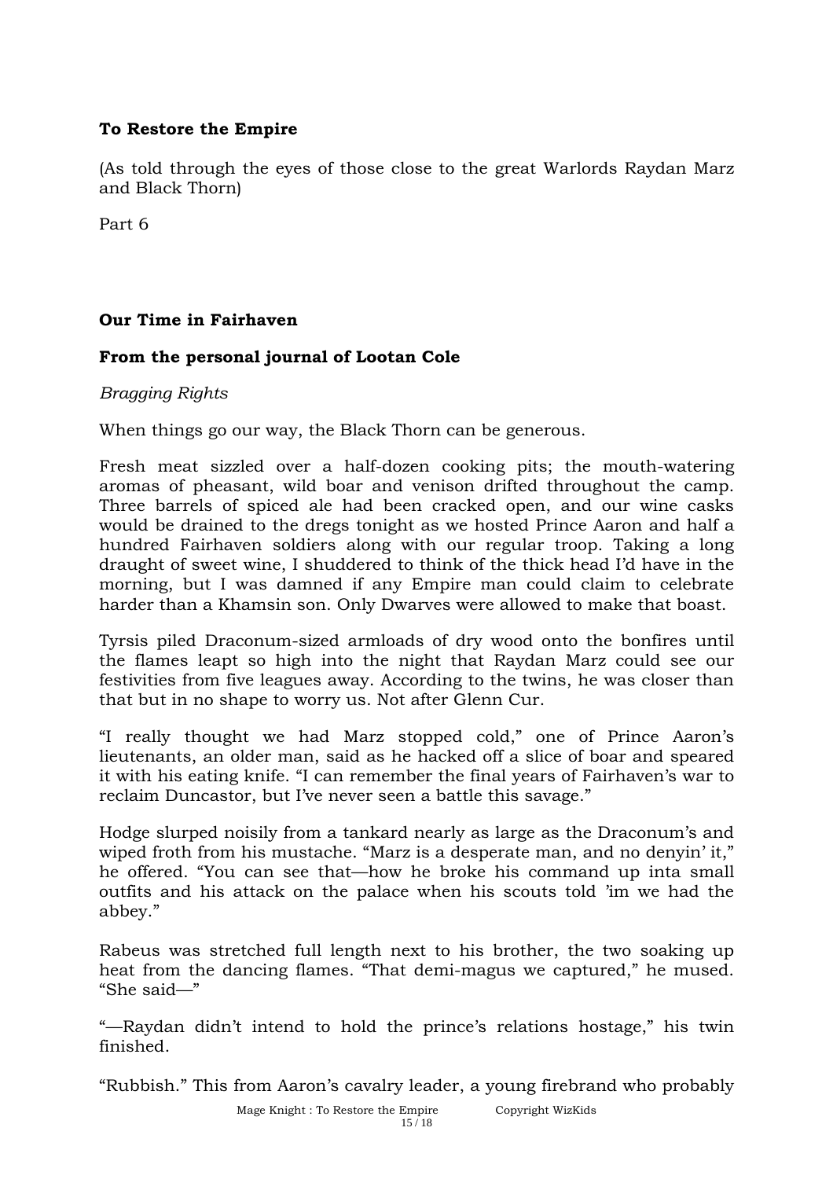**To Restore the Empire**

(As told through the eyes of those close to the great Warlords Raydan Marz and Black Thorn)

Part 6

**Our Time in Fairhaven**

**From the personal journal of Lootan Cole**

*Bragging Rights*

When things go our way, the Black Thorn can be generous.

Fresh meat sizzled over a half-dozen cooking pits; the mouth-watering aromas of pheasant, wild boar and venison drifted throughout the camp. Three barrels of spiced ale had been cracked open, and our wine casks would be drained to the dregs tonight as we hosted Prince Aaron and half a hundred Fairhaven soldiers along with our regular troop. Taking a long draught of sweet wine, I shuddered to think of the thick head I'd have in the morning, but I was damned if any Empire man could claim to celebrate harder than a Khamsin son. Only Dwarves were allowed to make that boast.

Tyrsis piled Draconum-sized armloads of dry wood onto the bonfires until the flames leapt so high into the night that Raydan Marz could see our festivities from five leagues away. According to the twins, he was closer than that but in no shape to worry us. Not after Glenn Cur.

"I really thought we had Marz stopped cold," one of Prince Aaron's lieutenants, an older man, said as he hacked off a slice of boar and speared it with his eating knife. "I can remember the final years of Fairhaven's war to reclaim Duncastor, but I've never seen a battle this savage."

Hodge slurped noisily from a tankard nearly as large as the Draconum's and wiped froth from his mustache. "Marz is a desperate man, and no denyin' it," he offered. "You can see that—how he broke his command up inta small outfits and his attack on the palace when his scouts told 'im we had the abbey."

Rabeus was stretched full length next to his brother, the two soaking up heat from the dancing flames. "That demi-magus we captured," he mused. "She said—"

"—Raydan didn't intend to hold the prince's relations hostage," his twin finished.

"Rubbish." This from Aaron's cavalry leader, a young firebrand who probably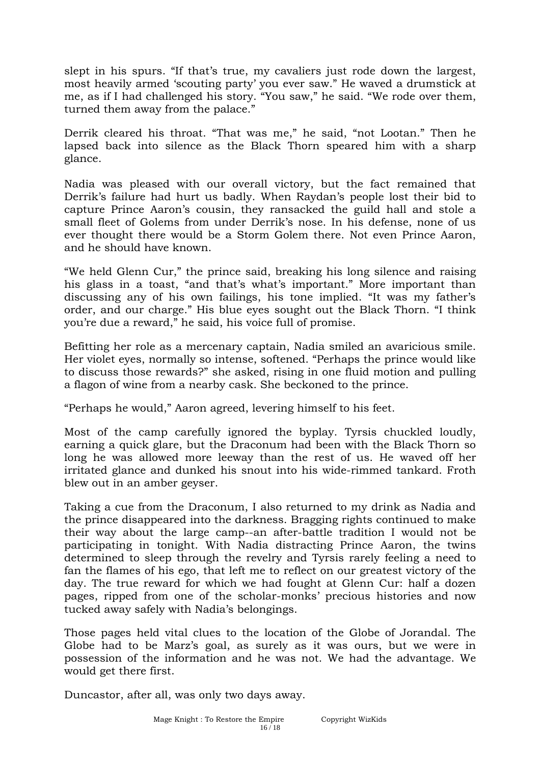slept in his spurs. “If that’s true, my cavaliers just rode down the largest, most heavily armed ‘scouting party’ you ever saw.” He waved a drumstick at me, as if I had challenged his story. “You saw,” he said. “We rode over them, turned them away from the palace.”

Derrik cleared his throat. “That was me,” he said, “not Lootan.” Then he lapsed back into silence as the Black Thorn speared him with a sharp glance.

Nadia was pleased with our overall victory, but the fact remained that Derrik’s failure had hurt us badly. When Raydan’s people lost their bid to capture Prince Aaron’s cousin, they ransacked the guild hall and stole a small fleet of Golems from under Derrik’s nose. In his defense, none of us ever thought there would be a Storm Golem there. Not even Prince Aaron, and he should have known.

“We held Glenn Cur,” the prince said, breaking his long silence and raising his glass in a toast, “and that’s what’s important.” More important than discussing any of his own failings, his tone implied. “It was my father’s order, and our charge.” His blue eyes sought out the Black Thorn. “I think you’re due a reward,” he said, his voice full of promise.

Befitting her role as a mercenary captain, Nadia smiled an avaricious smile. Her violet eyes, normally so intense, softened. “Perhaps the prince would like to discuss those rewards?” she asked, rising in one fluid motion and pulling a flagon of wine from a nearby cask. She beckoned to the prince.

“Perhaps he would,” Aaron agreed, levering himself to his feet.

Most of the camp carefully ignored the byplay. Tyrsis chuckled loudly, earning a quick glare, but the Draconum had been with the Black Thorn so long he was allowed more leeway than the rest of us. He waved off her irritated glance and dunked his snout into his wide-rimmed tankard. Froth blew out in an amber geyser.

Taking a cue from the Draconum, I also returned to my drink as Nadia and the prince disappeared into the darkness. Bragging rights continued to make their way about the large camp--an after-battle tradition I would not be participating in tonight. With Nadia distracting Prince Aaron, the twins determined to sleep through the revelry and Tyrsis rarely feeling a need to fan the flames of his ego, that left me to reflect on our greatest victory of the day. The true reward for which we had fought at Glenn Cur: half a dozen pages, ripped from one of the scholar-monks’ precious histories and now tucked away safely with Nadia’s belongings.

Those pages held vital clues to the location of the Globe of Jorandal. The Globe had to be Marz’s goal, as surely as it was ours, but we were in possession of the information and he was not. We had the advantage. We would get there first.

Duncastor, after all, was only two days away.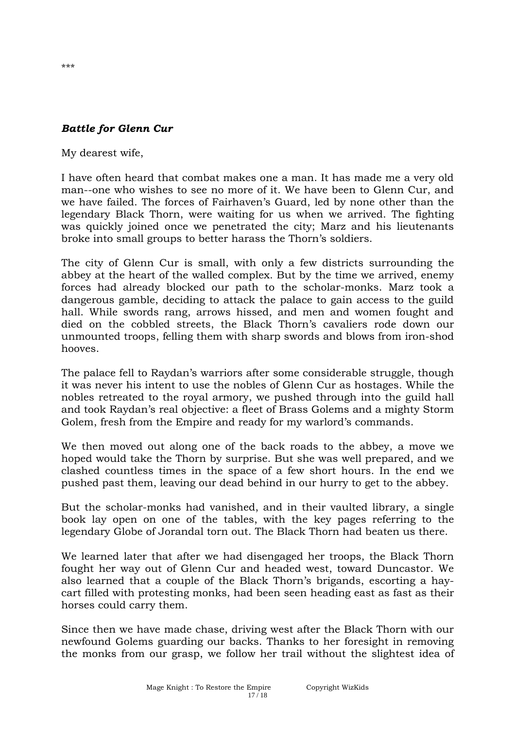***

***Battle for Glenn Cur***

My dearest wife,

I have often heard that combat makes one a man. It has made me a very old man--one who wishes to see no more of it. We have been to Glenn Cur, and we have failed. The forces of Fairhaven's Guard, led by none other than the legendary Black Thorn, were waiting for us when we arrived. The fighting was quickly joined once we penetrated the city; Marz and his lieutenants broke into small groups to better harass the Thorn's soldiers.

The city of Glenn Cur is small, with only a few districts surrounding the abbey at the heart of the walled complex. But by the time we arrived, enemy forces had already blocked our path to the scholar-monks. Marz took a dangerous gamble, deciding to attack the palace to gain access to the guild hall. While swords rang, arrows hissed, and men and women fought and died on the cobbled streets, the Black Thorn's cavaliers rode down our unmounted troops, felling them with sharp swords and blows from iron-shod hooves.

The palace fell to Raydan's warriors after some considerable struggle, though it was never his intent to use the nobles of Glenn Cur as hostages. While the nobles retreated to the royal armory, we pushed through into the guild hall and took Raydan's real objective: a fleet of Brass Golems and a mighty Storm Golem, fresh from the Empire and ready for my warlord's commands.

We then moved out along one of the back roads to the abbey, a move we hoped would take the Thorn by surprise. But she was well prepared, and we clashed countless times in the space of a few short hours. In the end we pushed past them, leaving our dead behind in our hurry to get to the abbey.

But the scholar-monks had vanished, and in their vaulted library, a single book lay open on one of the tables, with the key pages referring to the legendary Globe of Jorandal torn out. The Black Thorn had beaten us there.

We learned later that after we had disengaged her troops, the Black Thorn fought her way out of Glenn Cur and headed west, toward Duncastor. We also learned that a couple of the Black Thorn's brigands, escorting a hay-cart filled with protesting monks, had been seen heading east as fast as their horses could carry them.

Since then we have made chase, driving west after the Black Thorn with our newfound Golems guarding our backs. Thanks to her foresight in removing the monks from our grasp, we follow her trail without the slightest idea of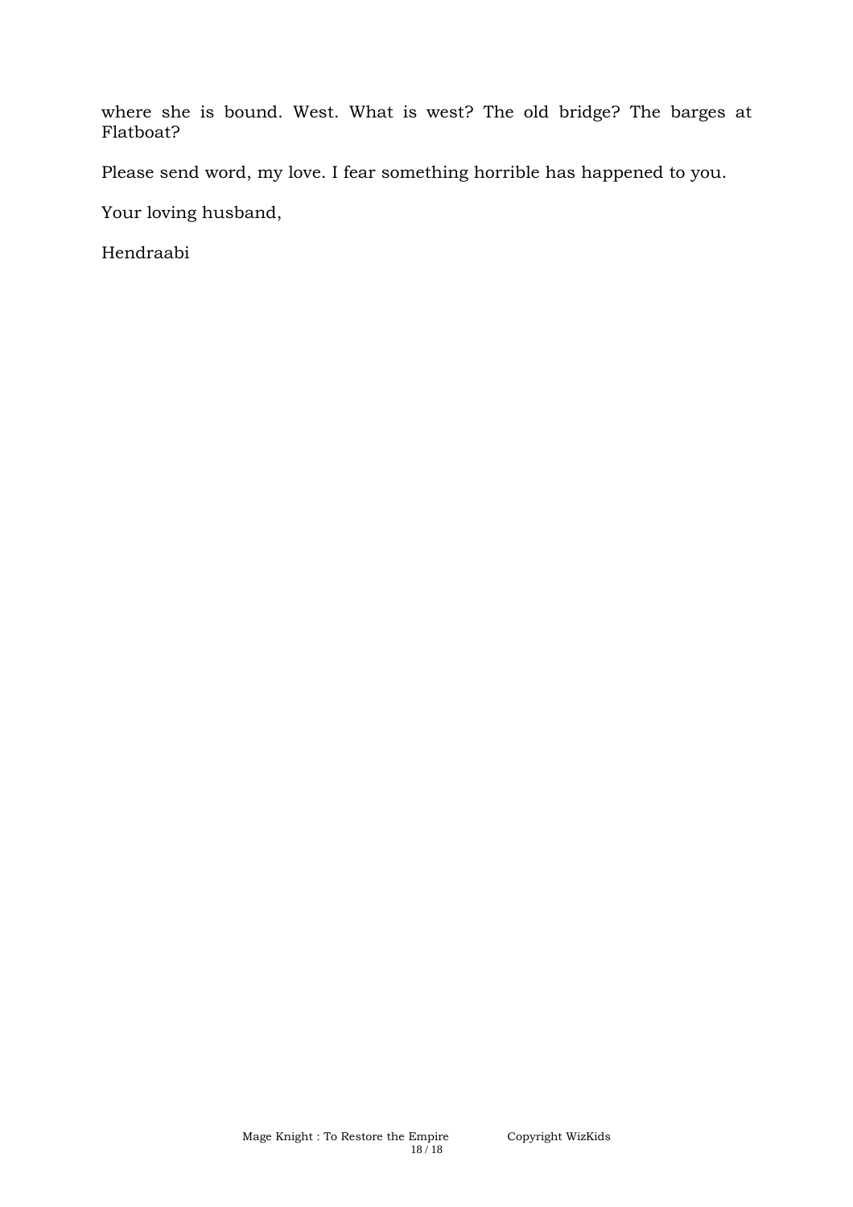where she is bound. West. What is west? The old bridge? The barges at Flatboat?

Please send word, my love. I fear something horrible has happened to you.

Your loving husband,

Hendraabi